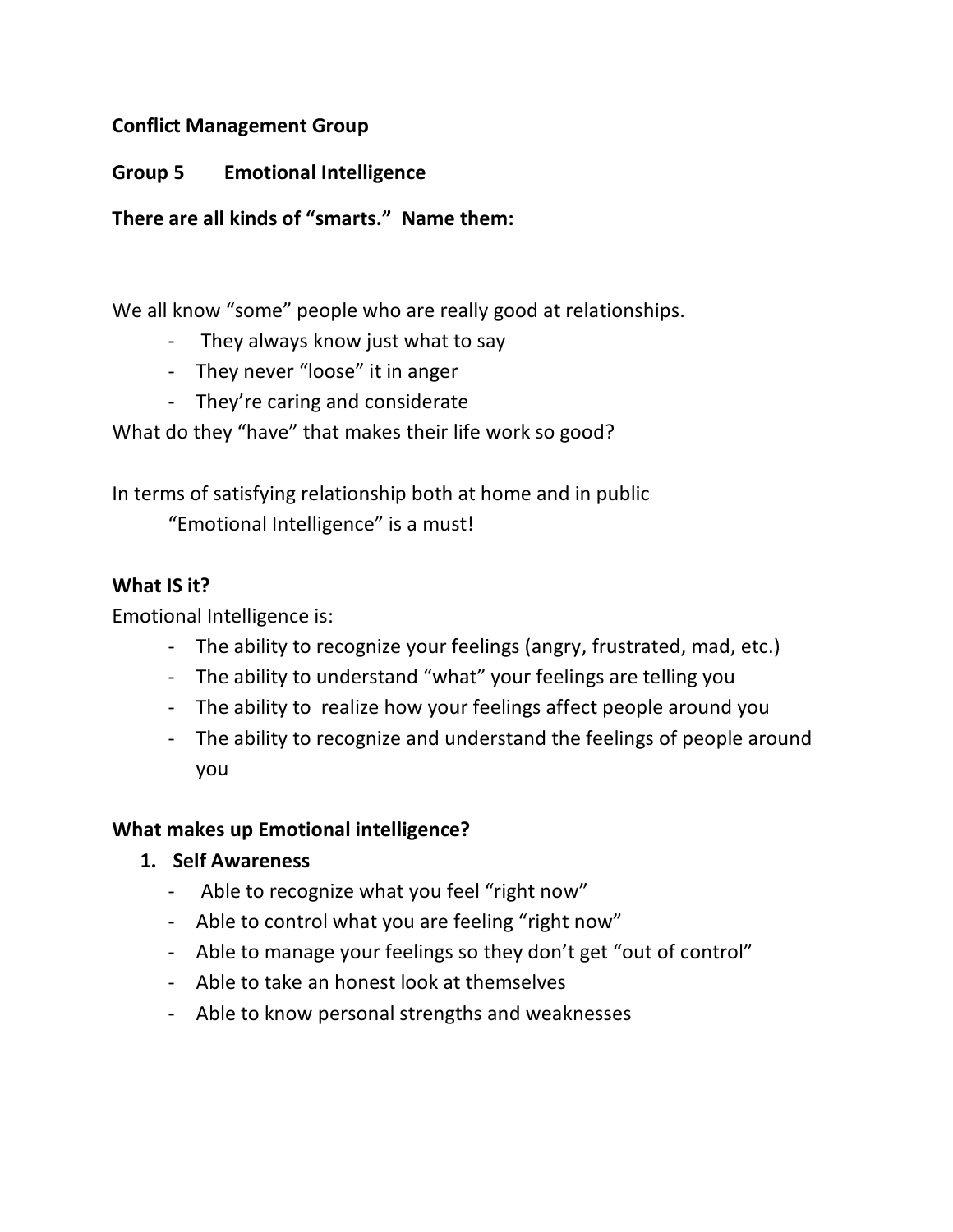**Conflict Management Group**

**Group 5 Emotional Intelligence**

**There are all kinds of "smarts." Name them:**

We all know "some" people who are really good at relationships.

- They always know just what to say
- They never "loose" it in anger
- They're caring and considerate

What do they "have" that makes their life work so good?

In terms of satisfying relationship both at home and in public

"Emotional Intelligence" is a must!

**What IS it?**

Emotional Intelligence is:

- The ability to recognize your feelings (angry, frustrated, mad, etc.)
- The ability to understand "what" your feelings are telling you
- The ability to realize how your feelings affect people around you
- The ability to recognize and understand the feelings of people around you

**What makes up Emotional intelligence?**

1. **Self Awareness**
   - Able to recognize what you feel "right now"
   - Able to control what you are feeling "right now"
   - Able to manage your feelings so they don't get "out of control"
   - Able to take an honest look at themselves
   - Able to know personal strengths and weaknesses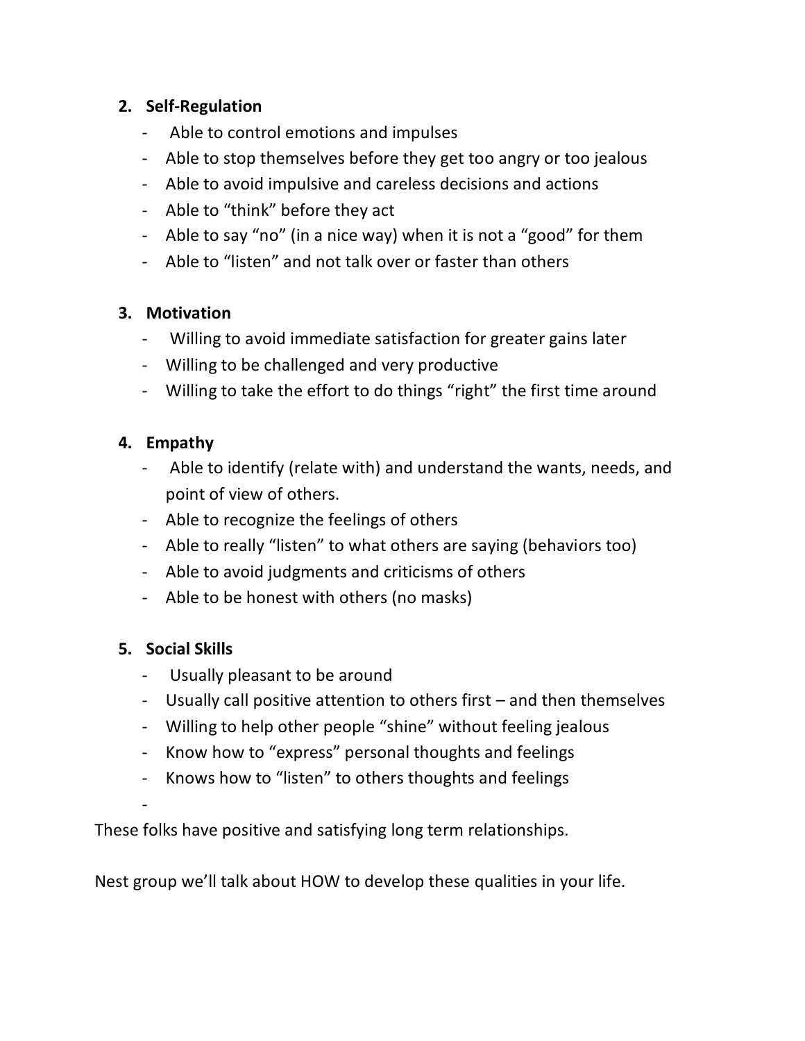2. **Self-Regulation**
   - Able to control emotions and impulses
   - Able to stop themselves before they get too angry or too jealous
   - Able to avoid impulsive and careless decisions and actions
   - Able to "think" before they act
   - Able to say "no" (in a nice way) when it is not a "good" for them
   - Able to "listen" and not talk over or faster than others

3. **Motivation**
   - Willing to avoid immediate satisfaction for greater gains later
   - Willing to be challenged and very productive
   - Willing to take the effort to do things "right" the first time around

4. **Empathy**
   - Able to identify (relate with) and understand the wants, needs, and point of view of others.
   - Able to recognize the feelings of others
   - Able to really "listen" to what others are saying (behaviors too)
   - Able to avoid judgments and criticisms of others
   - Able to be honest with others (no masks)

5. **Social Skills**
   - Usually pleasant to be around
   - Usually call positive attention to others first – and then themselves
   - Willing to help other people "shine" without feeling jealous
   - Know how to "express" personal thoughts and feelings
   - Knows how to "listen" to others thoughts and feelings
   -

These folks have positive and satisfying long term relationships.

Nest group we'll talk about HOW to develop these qualities in your life.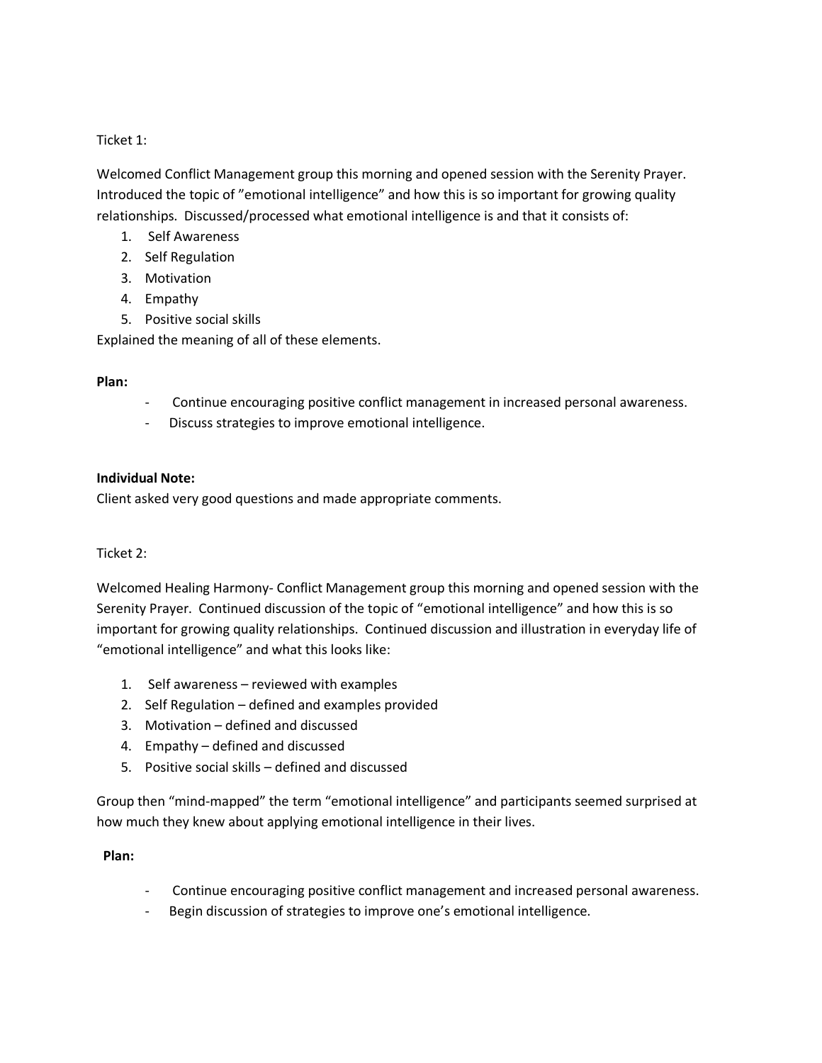Ticket 1:

Welcomed Conflict Management group this morning and opened session with the Serenity Prayer. Introduced the topic of "emotional intelligence" and how this is so important for growing quality relationships. Discussed/processed what emotional intelligence is and that it consists of:

1. Self Awareness
2. Self Regulation
3. Motivation
4. Empathy
5. Positive social skills

Explained the meaning of all of these elements.

**Plan:**

- Continue encouraging positive conflict management in increased personal awareness.
- Discuss strategies to improve emotional intelligence.

**Individual Note:**
Client asked very good questions and made appropriate comments.

Ticket 2:

Welcomed Healing Harmony- Conflict Management group this morning and opened session with the Serenity Prayer. Continued discussion of the topic of "emotional intelligence" and how this is so important for growing quality relationships. Continued discussion and illustration in everyday life of "emotional intelligence" and what this looks like:

1. Self awareness – reviewed with examples
2. Self Regulation – defined and examples provided
3. Motivation – defined and discussed
4. Empathy – defined and discussed
5. Positive social skills – defined and discussed

Group then "mind-mapped" the term "emotional intelligence" and participants seemed surprised at how much they knew about applying emotional intelligence in their lives.

**Plan:**

- Continue encouraging positive conflict management and increased personal awareness.
- Begin discussion of strategies to improve one's emotional intelligence.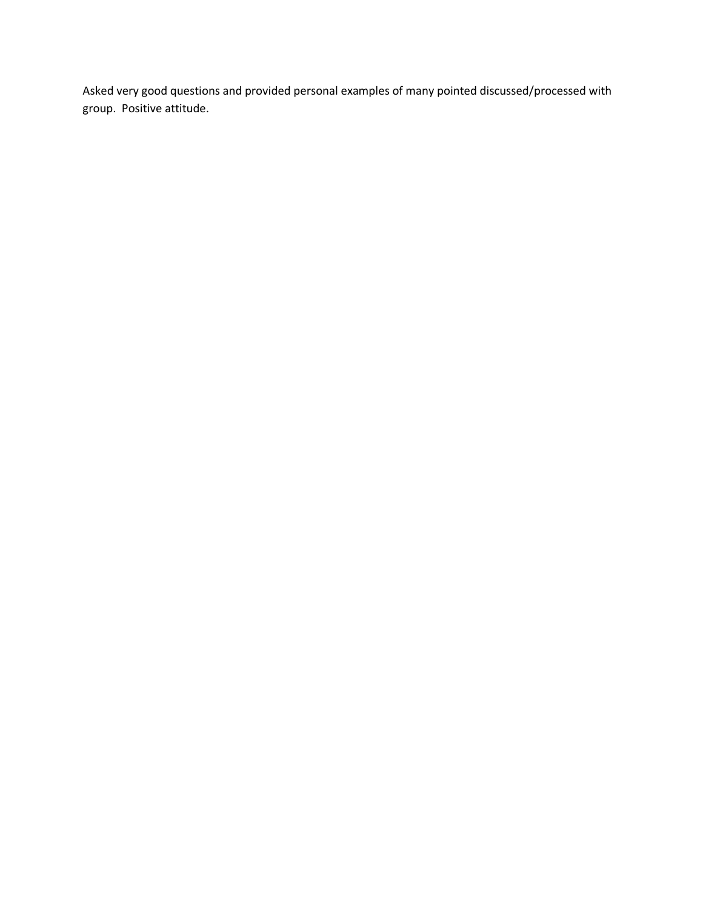Asked very good questions and provided personal examples of many pointed discussed/processed with group. Positive attitude.